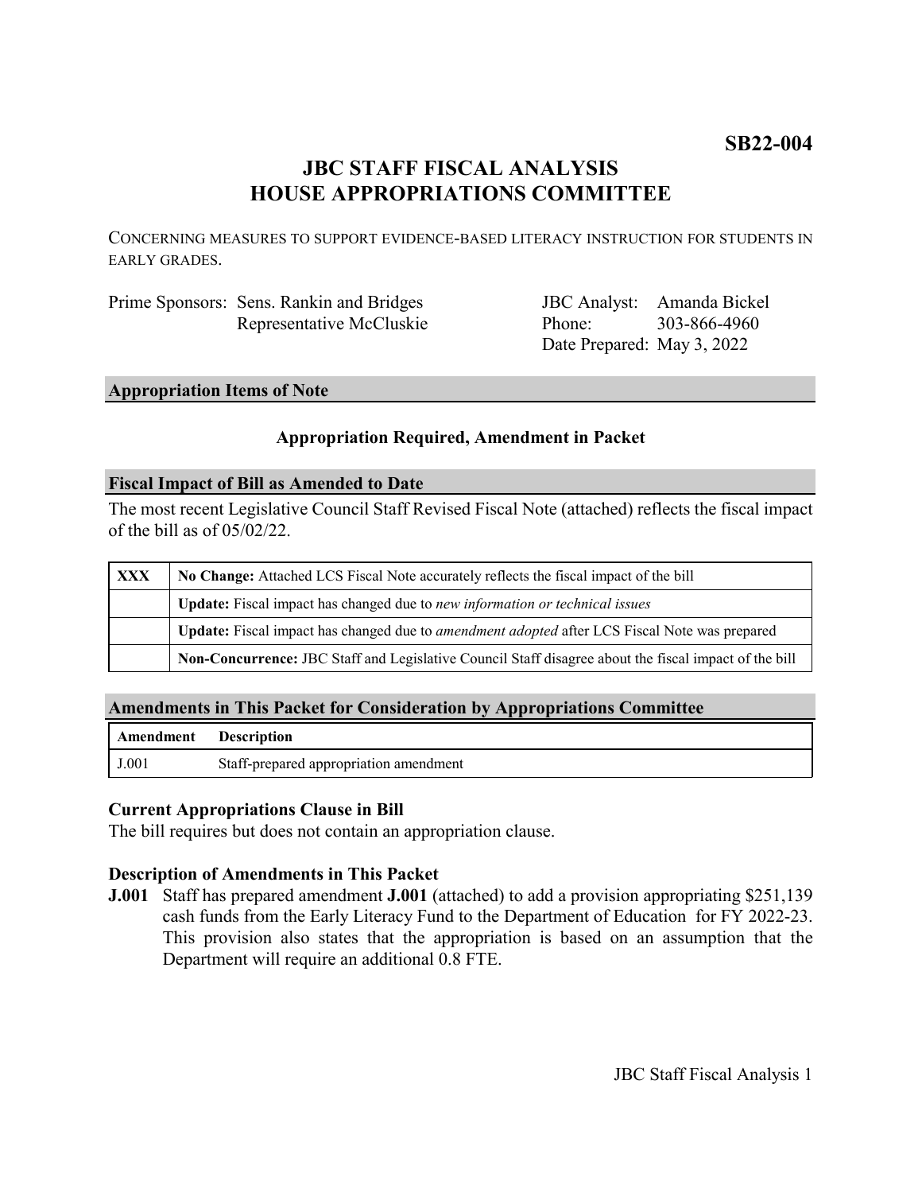**SB22-004**

# JBC STAFF FISCAL ANALYSIS
# HOUSE APPROPRIATIONS COMMITTEE

CONCERNING MEASURES TO SUPPORT EVIDENCE-BASED LITERACY INSTRUCTION FOR STUDENTS IN EARLY GRADES.

| | | | |
|---|---|---|---|
| Prime Sponsors: | Sens. Rankin and Bridges<br>Representative McCluskie | JBC Analyst:<br>Phone:<br>Date Prepared: | Amanda Bickel<br>303-866-4960<br>May 3, 2022 |

## Appropriation Items of Note

**Appropriation Required, Amendment in Packet**

## Fiscal Impact of Bill as Amended to Date

The most recent Legislative Council Staff Revised Fiscal Note (attached) reflects the fiscal impact of the bill as of 05/02/22.

| | |
|---|---|
| **XXX** | **No Change:** Attached LCS Fiscal Note accurately reflects the fiscal impact of the bill |
| | **Update:** Fiscal impact has changed due to *new information or technical issues* |
| | **Update:** Fiscal impact has changed due to *amendment adopted* after LCS Fiscal Note was prepared |
| | **Non-Concurrence:** JBC Staff and Legislative Council Staff disagree about the fiscal impact of the bill |

## Amendments in This Packet for Consideration by Appropriations Committee

| Amendment | Description |
|---|---|
| J.001 | Staff-prepared appropriation amendment |

### Current Appropriations Clause in Bill

The bill requires but does not contain an appropriation clause.

### Description of Amendments in This Packet

**J.001** Staff has prepared amendment **J.001** (attached) to add a provision appropriating $251,139 cash funds from the Early Literacy Fund to the Department of Education for FY 2022-23. This provision also states that the appropriation is based on an assumption that the Department will require an additional 0.8 FTE.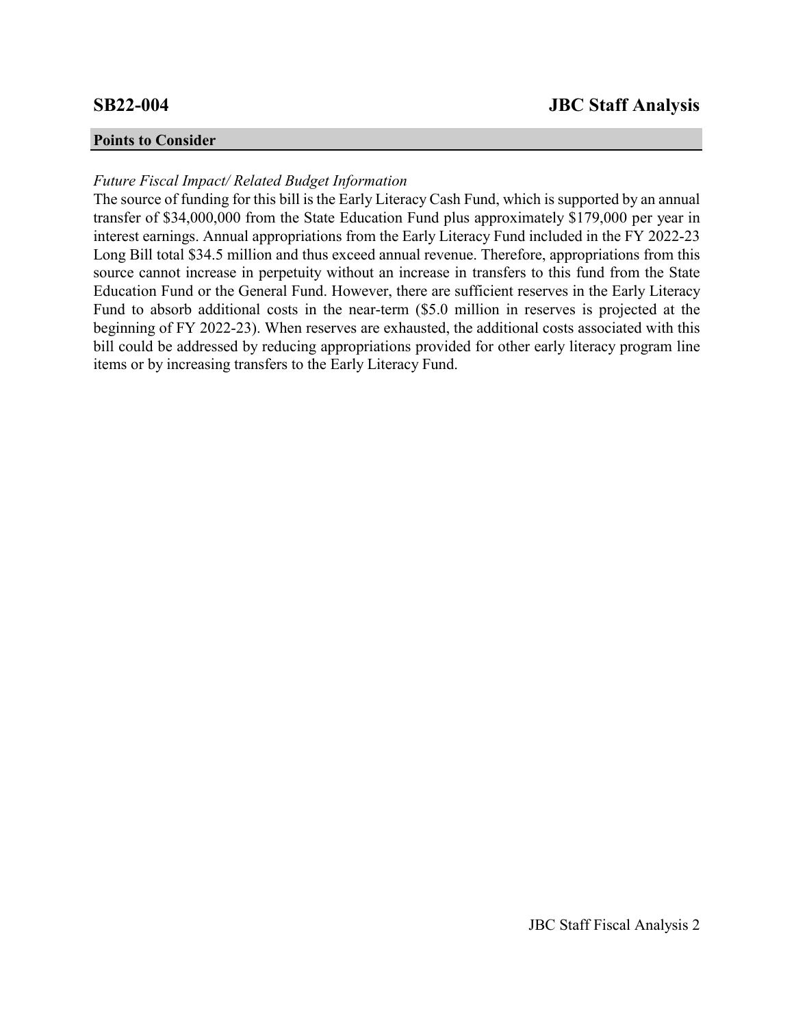## Points to Consider

*Future Fiscal Impact/ Related Budget Information*

The source of funding for this bill is the Early Literacy Cash Fund, which is supported by an annual transfer of $34,000,000 from the State Education Fund plus approximately $179,000 per year in interest earnings. Annual appropriations from the Early Literacy Fund included in the FY 2022-23 Long Bill total $34.5 million and thus exceed annual revenue. Therefore, appropriations from this source cannot increase in perpetuity without an increase in transfers to this fund from the State Education Fund or the General Fund. However, there are sufficient reserves in the Early Literacy Fund to absorb additional costs in the near-term ($5.0 million in reserves is projected at the beginning of FY 2022-23). When reserves are exhausted, the additional costs associated with this bill could be addressed by reducing appropriations provided for other early literacy program line items or by increasing transfers to the Early Literacy Fund.